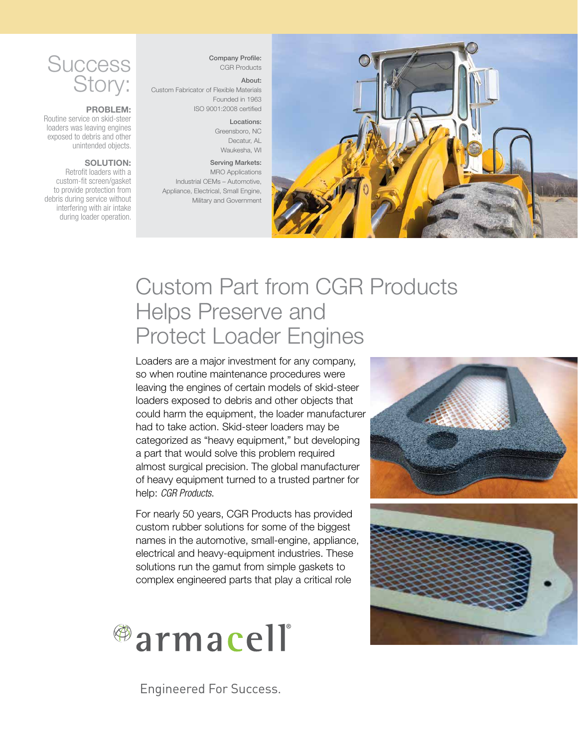# Success Story:

**PROBLEM:**
Routine service on skid-steer loaders was leaving engines exposed to debris and other unintended objects.

**SOLUTION:**
Retrofit loaders with a custom-fit screen/gasket to provide protection from debris during service without interfering with air intake during loader operation.

**Company Profile:**
CGR Products

**About:**
Custom Fabricator of Flexible Materials
Founded in 1963
ISO 9001:2008 certified

**Locations:**
Greensboro, NC
Decatur, AL
Waukesha, WI

**Serving Markets:**
MRO Applications
Industrial OEMs – Automotive, Appliance, Electrical, Small Engine, Military and Government

# Custom Part from CGR Products Helps Preserve and Protect Loader Engines

Loaders are a major investment for any company, so when routine maintenance procedures were leaving the engines of certain models of skid-steer loaders exposed to debris and other objects that could harm the equipment, the loader manufacturer had to take action. Skid-steer loaders may be categorized as "heavy equipment," but developing a part that would solve this problem required almost surgical precision. The global manufacturer of heavy equipment turned to a trusted partner for help: *CGR Products*.

For nearly 50 years, CGR Products has provided custom rubber solutions for some of the biggest names in the automotive, small-engine, appliance, electrical and heavy-equipment industries. These solutions run the gamut from simple gaskets to complex engineered parts that play a critical role

armacell

Engineered For Success.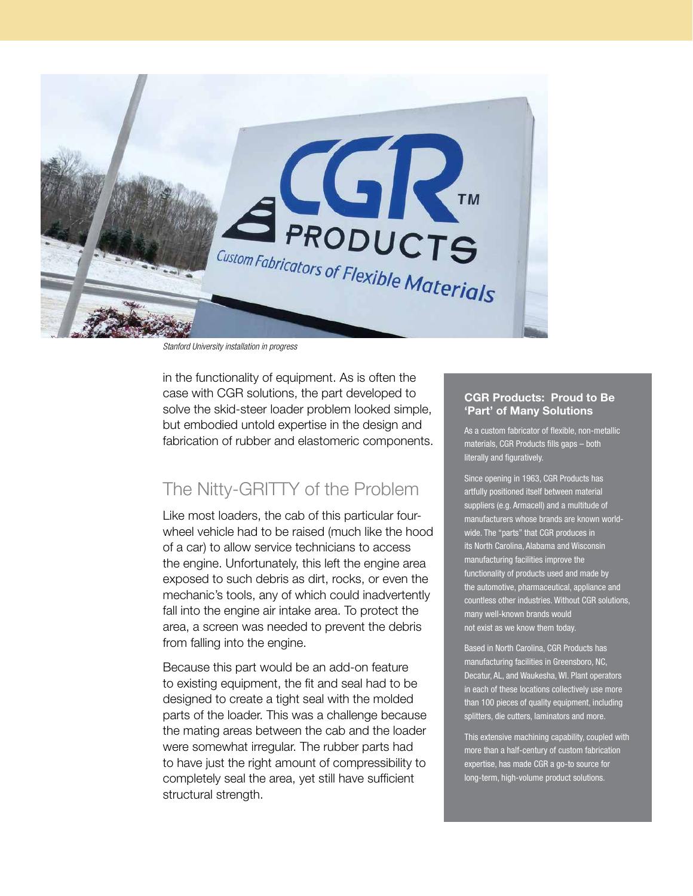*Stanford University installation in progress*

in the functionality of equipment. As is often the case with CGR solutions, the part developed to solve the skid-steer loader problem looked simple, but embodied untold expertise in the design and fabrication of rubber and elastomeric components.

## The Nitty-GRITTY of the Problem

Like most loaders, the cab of this particular four-wheel vehicle had to be raised (much like the hood of a car) to allow service technicians to access the engine. Unfortunately, this left the engine area exposed to such debris as dirt, rocks, or even the mechanic's tools, any of which could inadvertently fall into the engine air intake area. To protect the area, a screen was needed to prevent the debris from falling into the engine.

Because this part would be an add-on feature to existing equipment, the fit and seal had to be designed to create a tight seal with the molded parts of the loader. This was a challenge because the mating areas between the cab and the loader were somewhat irregular. The rubber parts had to have just the right amount of compressibility to completely seal the area, yet still have sufficient structural strength.

### CGR Products: Proud to Be 'Part' of Many Solutions

As a custom fabricator of flexible, non-metallic materials, CGR Products fills gaps – both literally and figuratively.

Since opening in 1963, CGR Products has artfully positioned itself between material suppliers (e.g. Armacell) and a multitude of manufacturers whose brands are known world-wide. The "parts" that CGR produces in its North Carolina, Alabama and Wisconsin manufacturing facilities improve the functionality of products used and made by the automotive, pharmaceutical, appliance and countless other industries. Without CGR solutions, many well-known brands would not exist as we know them today.

Based in North Carolina, CGR Products has manufacturing facilities in Greensboro, NC, Decatur, AL, and Waukesha, WI. Plant operators in each of these locations collectively use more than 100 pieces of quality equipment, including splitters, die cutters, laminators and more.

This extensive machining capability, coupled with more than a half-century of custom fabrication expertise, has made CGR a go-to source for long-term, high-volume product solutions.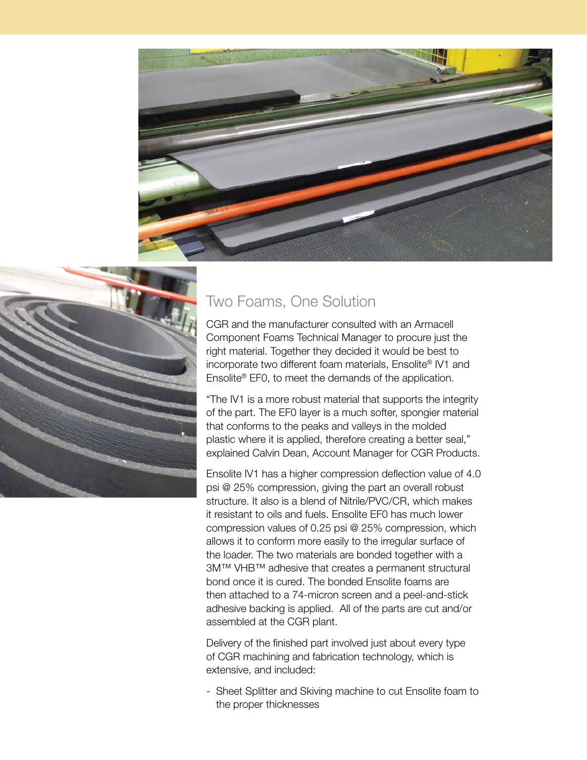## Two Foams, One Solution

CGR and the manufacturer consulted with an Armacell Component Foams Technical Manager to procure just the right material. Together they decided it would be best to incorporate two different foam materials, Ensolite® IV1 and Ensolite® EF0, to meet the demands of the application.

"The IV1 is a more robust material that supports the integrity of the part. The EF0 layer is a much softer, spongier material that conforms to the peaks and valleys in the molded plastic where it is applied, therefore creating a better seal," explained Calvin Dean, Account Manager for CGR Products.

Ensolite IV1 has a higher compression deflection value of 4.0 psi @ 25% compression, giving the part an overall robust structure. It also is a blend of Nitrile/PVC/CR, which makes it resistant to oils and fuels. Ensolite EF0 has much lower compression values of 0.25 psi @ 25% compression, which allows it to conform more easily to the irregular surface of the loader. The two materials are bonded together with a 3M™ VHB™ adhesive that creates a permanent structural bond once it is cured. The bonded Ensolite foams are then attached to a 74-micron screen and a peel-and-stick adhesive backing is applied. All of the parts are cut and/or assembled at the CGR plant.

Delivery of the finished part involved just about every type of CGR machining and fabrication technology, which is extensive, and included:

- Sheet Splitter and Skiving machine to cut Ensolite foam to the proper thicknesses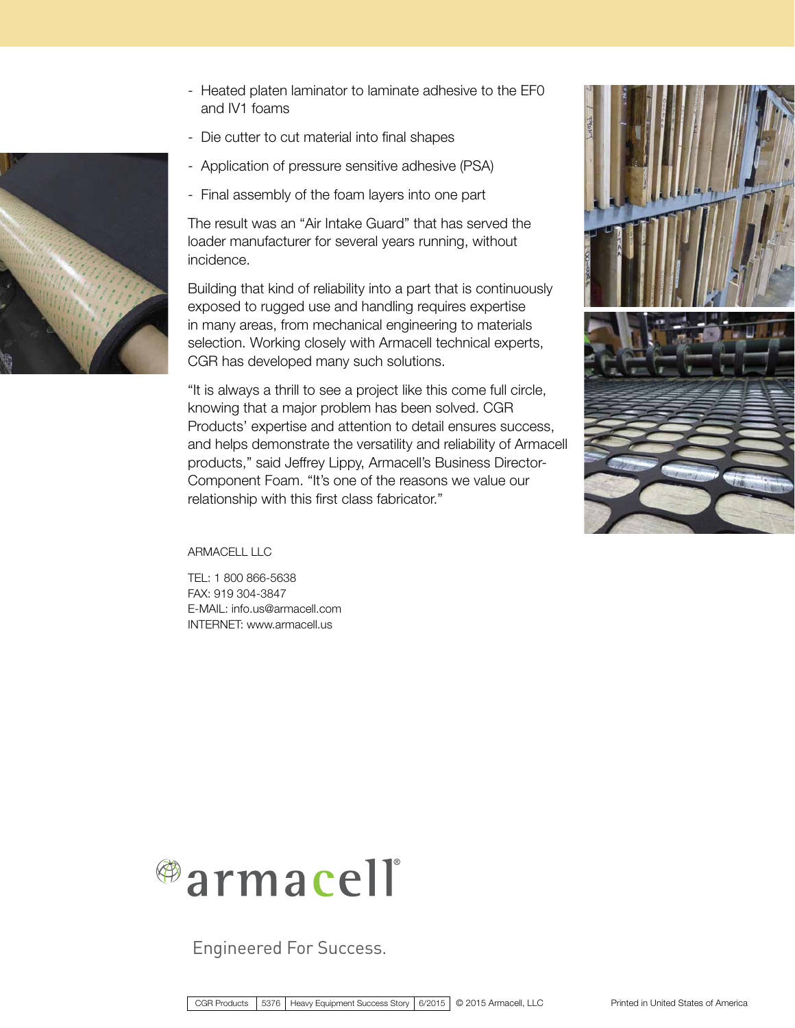- Heated platen laminator to laminate adhesive to the EF0 and IV1 foams
- Die cutter to cut material into final shapes
- Application of pressure sensitive adhesive (PSA)
- Final assembly of the foam layers into one part

The result was an "Air Intake Guard" that has served the loader manufacturer for several years running, without incidence.

Building that kind of reliability into a part that is continuously exposed to rugged use and handling requires expertise in many areas, from mechanical engineering to materials selection. Working closely with Armacell technical experts, CGR has developed many such solutions.

"It is always a thrill to see a project like this come full circle, knowing that a major problem has been solved. CGR Products' expertise and attention to detail ensures success, and helps demonstrate the versatility and reliability of Armacell products," said Jeffrey Lippy, Armacell's Business Director-Component Foam. "It's one of the reasons we value our relationship with this first class fabricator."

ARMACELL LLC

TEL: 1 800 866-5638
FAX: 919 304-3847
E-MAIL: info.us@armacell.com
INTERNET: www.armacell.us

armacell®

Engineered For Success.

CGR Products | 5376 | Heavy Equipment Success Story | 6/2015 | © 2015 Armacell, LLC

Printed in United States of America